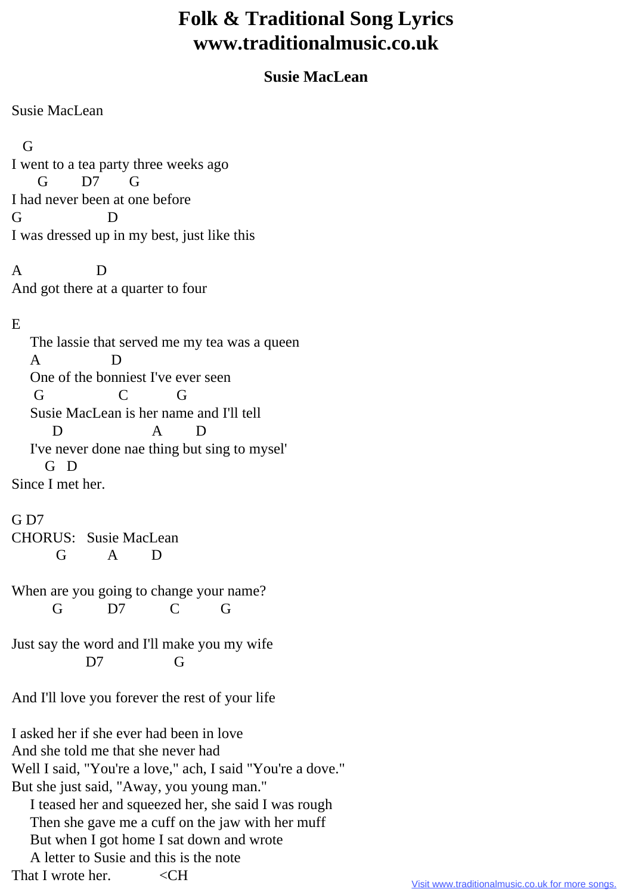# Folk & Traditional Song Lyrics
# www.traditionalmusic.co.uk

## Susie MacLean

Susie MacLean

```
   G
I went to a tea party three weeks ago
      G        D7       G
I had never been at one before
G                   D
I was dressed up in my best, just like this

A                  D
And got there at a quarter to four

E
    The lassie that served me my tea was a queen
    A                D
    One of the bonniest I've ever seen
     G                 C           G
    Susie MacLean is her name and I'll tell
         D                     A        D
    I've never done nae thing but sing to mysel'
       G   D
Since I met her.

G D7
CHORUS:   Susie MacLean
          G         A        D

When are you going to change your name?
         G          D7          C          G

Just say the word and I'll make you my wife
                 D7                 G

And I'll love you forever the rest of your life
```

I asked her if she ever had been in love
And she told me that she never had
Well I said, "You're a love," ach, I said "You're a dove."
But she just said, "Away, you young man."
    I teased her and squeezed her, she said I was rough
    Then she gave me a cuff on the jaw with her muff
    But when I got home I sat down and wrote
    A letter to Susie and this is the note
That I wrote her.            <CH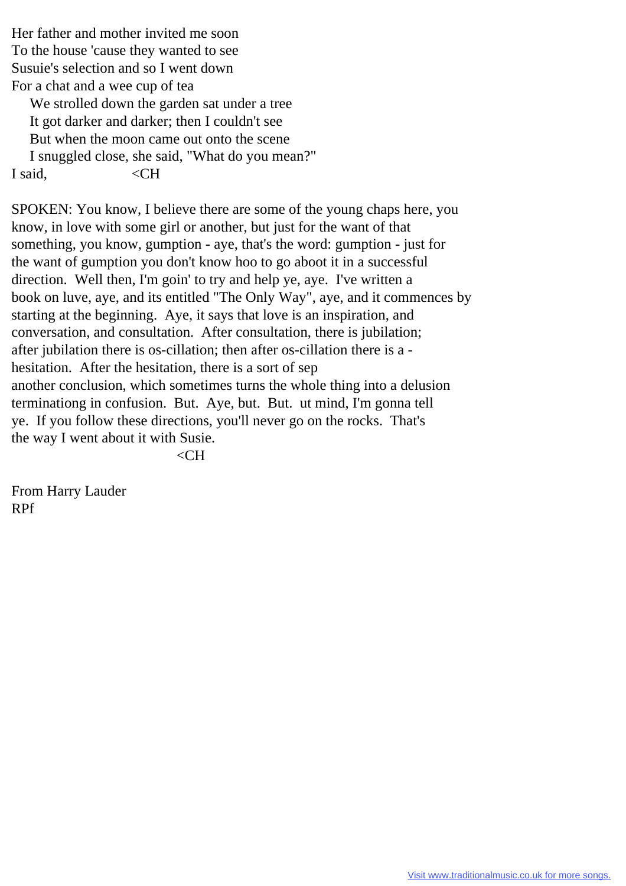Her father and mother invited me soon
To the house 'cause they wanted to see
Susuie's selection and so I went down
For a chat and a wee cup of tea
    We strolled down the garden sat under a tree
    It got darker and darker; then I couldn't see
    But when the moon came out onto the scene
    I snuggled close, she said, "What do you mean?"
I said,                    <CH

SPOKEN: You know, I believe there are some of the young chaps here, you know, in love with some girl or another, but just for the want of that something, you know, gumption - aye, that's the word: gumption - just for the want of gumption you don't know hoo to go aboot it in a successful direction. Well then, I'm goin' to try and help ye, aye. I've written a book on luve, aye, and its entitled "The Only Way", aye, and it commences by starting at the beginning. Aye, it says that love is an inspiration, and conversation, and consultation. After consultation, there is jubilation; after jubilation there is os-cillation; then after os-cillation there is a - hesitation. After the hesitation, there is a sort of sep
another conclusion, which sometimes turns the whole thing into a delusion terminationg in confusion. But. Aye, but. But. ut mind, I'm gonna tell ye. If you follow these directions, you'll never go on the rocks. That's the way I went about it with Susie.
                              <CH

From Harry Lauder
RPf